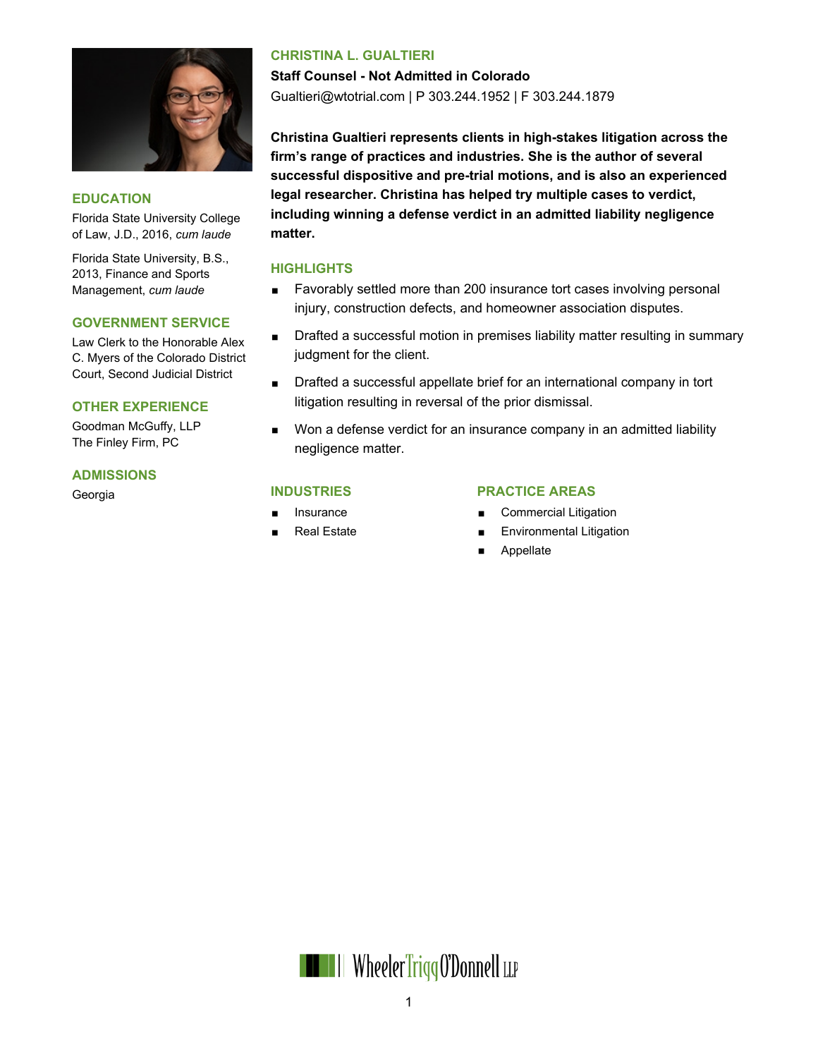# CHRISTINA L. GUALTIERI

**Staff Counsel - Not Admitted in Colorado**

Gualtieri@wtotrial.com | P 303.244.1952 | F 303.244.1879

**Christina Gualtieri represents clients in high-stakes litigation across the firm's range of practices and industries. She is the author of several successful dispositive and pre-trial motions, and is also an experienced legal researcher. Christina has helped try multiple cases to verdict, including winning a defense verdict in an admitted liability negligence matter.**

## HIGHLIGHTS

- Favorably settled more than 200 insurance tort cases involving personal injury, construction defects, and homeowner association disputes.
- Drafted a successful motion in premises liability matter resulting in summary judgment for the client.
- Drafted a successful appellate brief for an international company in tort litigation resulting in reversal of the prior dismissal.
- Won a defense verdict for an insurance company in an admitted liability negligence matter.

## INDUSTRIES

- Insurance
- Real Estate

## PRACTICE AREAS

- Commercial Litigation
- Environmental Litigation
- Appellate

## EDUCATION

Florida State University College of Law, J.D., 2016, *cum laude*

Florida State University, B.S., 2013, Finance and Sports Management, *cum laude*

## GOVERNMENT SERVICE

Law Clerk to the Honorable Alex C. Myers of the Colorado District Court, Second Judicial District

## OTHER EXPERIENCE

Goodman McGuffy, LLP
The Finley Firm, PC

## ADMISSIONS

Georgia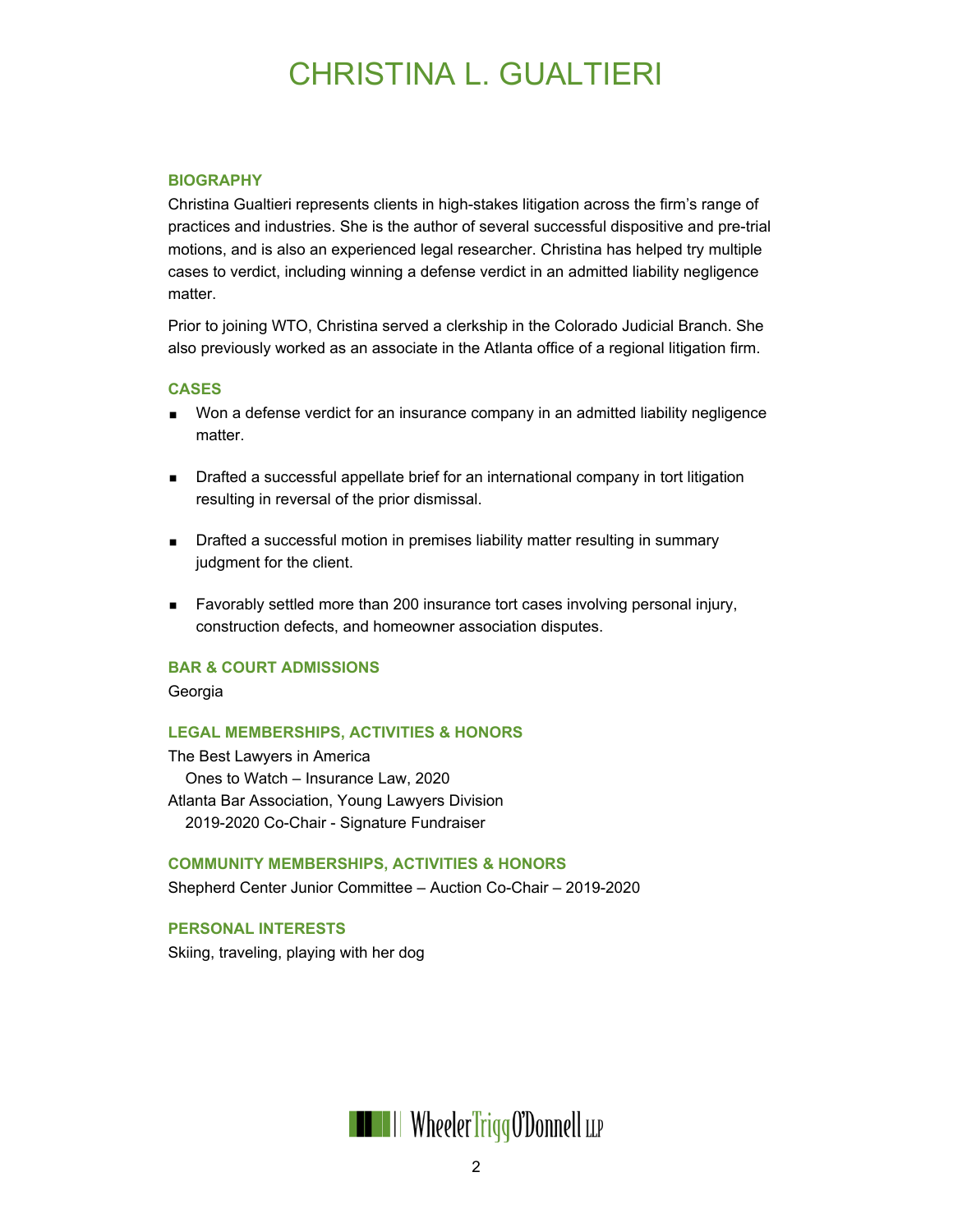# CHRISTINA L. GUALTIERI

## BIOGRAPHY

Christina Gualtieri represents clients in high-stakes litigation across the firm's range of practices and industries. She is the author of several successful dispositive and pre-trial motions, and is also an experienced legal researcher. Christina has helped try multiple cases to verdict, including winning a defense verdict in an admitted liability negligence matter.

Prior to joining WTO, Christina served a clerkship in the Colorado Judicial Branch. She also previously worked as an associate in the Atlanta office of a regional litigation firm.

## CASES

- Won a defense verdict for an insurance company in an admitted liability negligence matter.
- Drafted a successful appellate brief for an international company in tort litigation resulting in reversal of the prior dismissal.
- Drafted a successful motion in premises liability matter resulting in summary judgment for the client.
- Favorably settled more than 200 insurance tort cases involving personal injury, construction defects, and homeowner association disputes.

## BAR & COURT ADMISSIONS

Georgia

## LEGAL MEMBERSHIPS, ACTIVITIES & HONORS

The Best Lawyers in America
   Ones to Watch – Insurance Law, 2020
Atlanta Bar Association, Young Lawyers Division
   2019-2020 Co-Chair - Signature Fundraiser

## COMMUNITY MEMBERSHIPS, ACTIVITIES & HONORS

Shepherd Center Junior Committee – Auction Co-Chair – 2019-2020

## PERSONAL INTERESTS

Skiing, traveling, playing with her dog